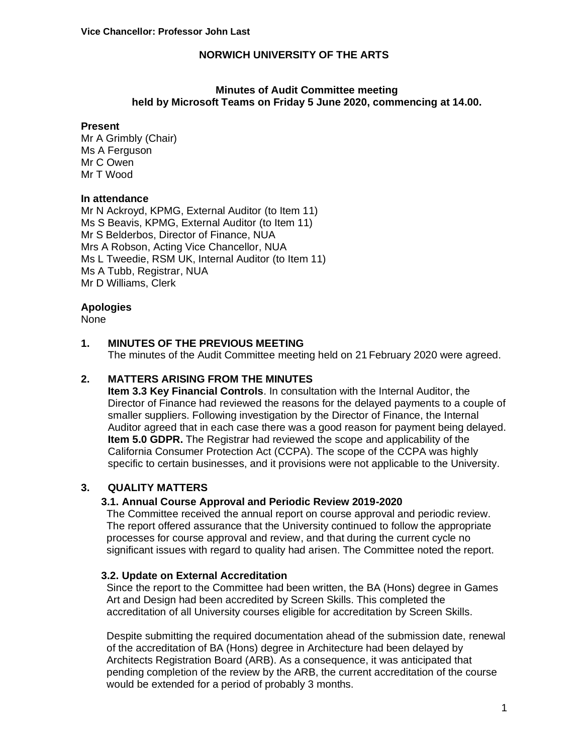Vice Chancellor: Professor John Last

# NORWICH UNIVERSITY OF THE ARTS

## Minutes of Audit Committee meeting held by Microsoft Teams on Friday 5 June 2020, commencing at 14.00.

**Present**

Mr A Grimbly (Chair)
Ms A Ferguson
Mr C Owen
Mr T Wood

**In attendance**

Mr N Ackroyd, KPMG, External Auditor (to Item 11)
Ms S Beavis, KPMG, External Auditor (to Item 11)
Mr S Belderbos, Director of Finance, NUA
Mrs A Robson, Acting Vice Chancellor, NUA
Ms L Tweedie, RSM UK, Internal Auditor (to Item 11)
Ms A Tubb, Registrar, NUA
Mr D Williams, Clerk

**Apologies**

None

### 1. MINUTES OF THE PREVIOUS MEETING

The minutes of the Audit Committee meeting held on 21 February 2020 were agreed.

### 2. MATTERS ARISING FROM THE MINUTES

**Item 3.3 Key Financial Controls**. In consultation with the Internal Auditor, the Director of Finance had reviewed the reasons for the delayed payments to a couple of smaller suppliers. Following investigation by the Director of Finance, the Internal Auditor agreed that in each case there was a good reason for payment being delayed.
**Item 5.0 GDPR.** The Registrar had reviewed the scope and applicability of the California Consumer Protection Act (CCPA). The scope of the CCPA was highly specific to certain businesses, and it provisions were not applicable to the University.

### 3. QUALITY MATTERS

#### 3.1. Annual Course Approval and Periodic Review 2019-2020

The Committee received the annual report on course approval and periodic review. The report offered assurance that the University continued to follow the appropriate processes for course approval and review, and that during the current cycle no significant issues with regard to quality had arisen. The Committee noted the report.

#### 3.2. Update on External Accreditation

Since the report to the Committee had been written, the BA (Hons) degree in Games Art and Design had been accredited by Screen Skills. This completed the accreditation of all University courses eligible for accreditation by Screen Skills.

Despite submitting the required documentation ahead of the submission date, renewal of the accreditation of BA (Hons) degree in Architecture had been delayed by Architects Registration Board (ARB). As a consequence, it was anticipated that pending completion of the review by the ARB, the current accreditation of the course would be extended for a period of probably 3 months.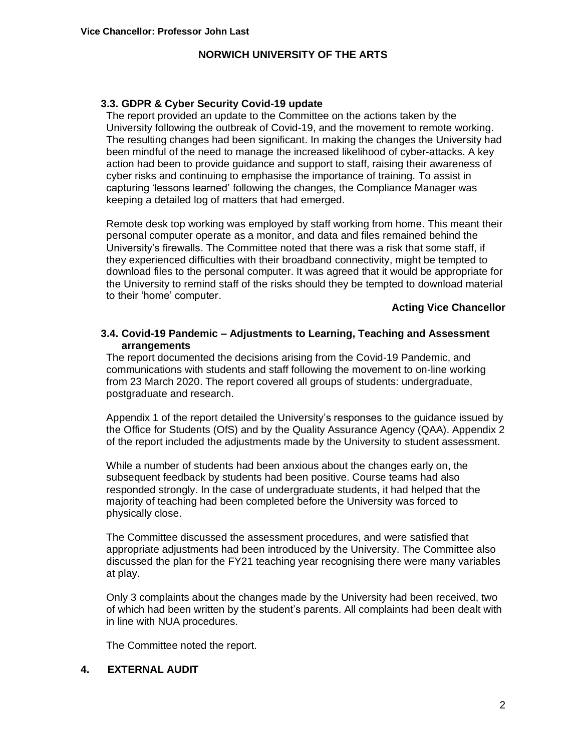### 3.3. GDPR & Cyber Security Covid-19 update

The report provided an update to the Committee on the actions taken by the University following the outbreak of Covid-19, and the movement to remote working. The resulting changes had been significant. In making the changes the University had been mindful of the need to manage the increased likelihood of cyber-attacks. A key action had been to provide guidance and support to staff, raising their awareness of cyber risks and continuing to emphasise the importance of training. To assist in capturing 'lessons learned' following the changes, the Compliance Manager was keeping a detailed log of matters that had emerged.

Remote desk top working was employed by staff working from home. This meant their personal computer operate as a monitor, and data and files remained behind the University's firewalls. The Committee noted that there was a risk that some staff, if they experienced difficulties with their broadband connectivity, might be tempted to download files to the personal computer. It was agreed that it would be appropriate for the University to remind staff of the risks should they be tempted to download material to their 'home' computer.

**Acting Vice Chancellor**

### 3.4. Covid-19 Pandemic – Adjustments to Learning, Teaching and Assessment arrangements

The report documented the decisions arising from the Covid-19 Pandemic, and communications with students and staff following the movement to on-line working from 23 March 2020. The report covered all groups of students: undergraduate, postgraduate and research.

Appendix 1 of the report detailed the University's responses to the guidance issued by the Office for Students (OfS) and by the Quality Assurance Agency (QAA). Appendix 2 of the report included the adjustments made by the University to student assessment.

While a number of students had been anxious about the changes early on, the subsequent feedback by students had been positive. Course teams had also responded strongly. In the case of undergraduate students, it had helped that the majority of teaching had been completed before the University was forced to physically close.

The Committee discussed the assessment procedures, and were satisfied that appropriate adjustments had been introduced by the University. The Committee also discussed the plan for the FY21 teaching year recognising there were many variables at play.

Only 3 complaints about the changes made by the University had been received, two of which had been written by the student's parents. All complaints had been dealt with in line with NUA procedures.

The Committee noted the report.

## 4. EXTERNAL AUDIT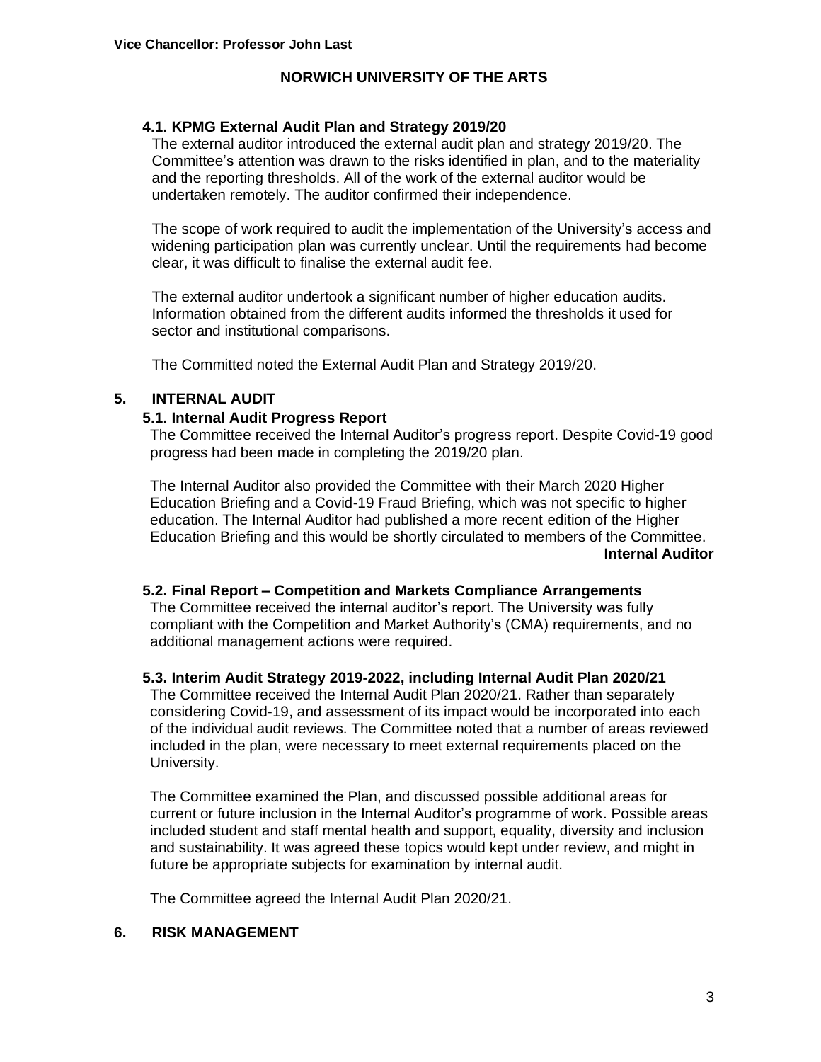**Vice Chancellor: Professor John Last**

**NORWICH UNIVERSITY OF THE ARTS**

### 4.1. KPMG External Audit Plan and Strategy 2019/20

The external auditor introduced the external audit plan and strategy 2019/20. The Committee's attention was drawn to the risks identified in plan, and to the materiality and the reporting thresholds. All of the work of the external auditor would be undertaken remotely. The auditor confirmed their independence.

The scope of work required to audit the implementation of the University's access and widening participation plan was currently unclear. Until the requirements had become clear, it was difficult to finalise the external audit fee.

The external auditor undertook a significant number of higher education audits. Information obtained from the different audits informed the thresholds it used for sector and institutional comparisons.

The Committed noted the External Audit Plan and Strategy 2019/20.

## 5. INTERNAL AUDIT

### 5.1. Internal Audit Progress Report

The Committee received the Internal Auditor's progress report. Despite Covid-19 good progress had been made in completing the 2019/20 plan.

The Internal Auditor also provided the Committee with their March 2020 Higher Education Briefing and a Covid-19 Fraud Briefing, which was not specific to higher education. The Internal Auditor had published a more recent edition of the Higher Education Briefing and this would be shortly circulated to members of the Committee.

**Internal Auditor**

### 5.2. Final Report – Competition and Markets Compliance Arrangements

The Committee received the internal auditor's report. The University was fully compliant with the Competition and Market Authority's (CMA) requirements, and no additional management actions were required.

### 5.3. Interim Audit Strategy 2019-2022, including Internal Audit Plan 2020/21

The Committee received the Internal Audit Plan 2020/21. Rather than separately considering Covid-19, and assessment of its impact would be incorporated into each of the individual audit reviews. The Committee noted that a number of areas reviewed included in the plan, were necessary to meet external requirements placed on the University.

The Committee examined the Plan, and discussed possible additional areas for current or future inclusion in the Internal Auditor's programme of work. Possible areas included student and staff mental health and support, equality, diversity and inclusion and sustainability. It was agreed these topics would kept under review, and might in future be appropriate subjects for examination by internal audit.

The Committee agreed the Internal Audit Plan 2020/21.

## 6. RISK MANAGEMENT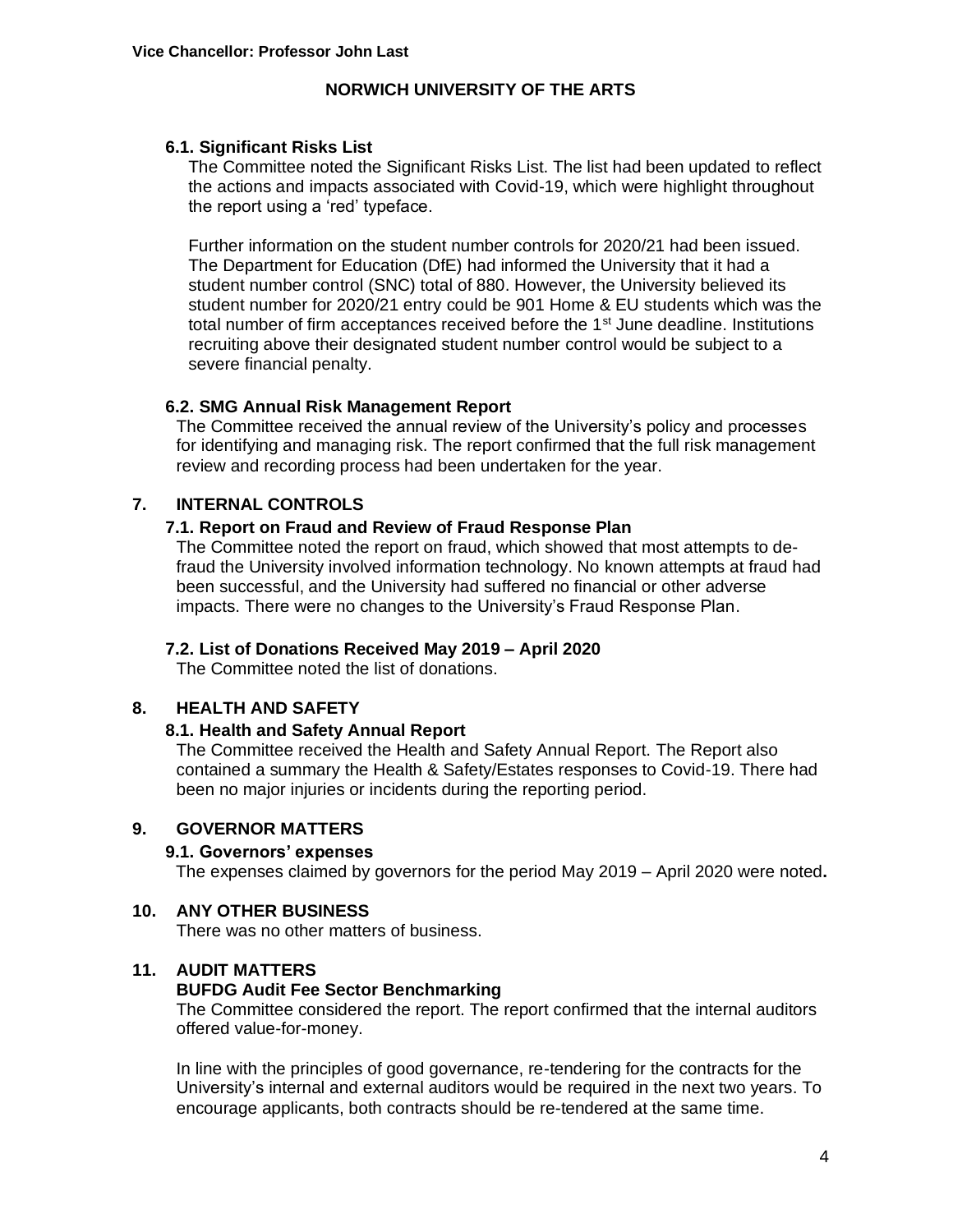### 6.1. Significant Risks List

The Committee noted the Significant Risks List. The list had been updated to reflect the actions and impacts associated with Covid-19, which were highlight throughout the report using a 'red' typeface.

Further information on the student number controls for 2020/21 had been issued. The Department for Education (DfE) had informed the University that it had a student number control (SNC) total of 880. However, the University believed its student number for 2020/21 entry could be 901 Home & EU students which was the total number of firm acceptances received before the 1st June deadline. Institutions recruiting above their designated student number control would be subject to a severe financial penalty.

### 6.2. SMG Annual Risk Management Report

The Committee received the annual review of the University's policy and processes for identifying and managing risk. The report confirmed that the full risk management review and recording process had been undertaken for the year.

## 7. INTERNAL CONTROLS

### 7.1. Report on Fraud and Review of Fraud Response Plan

The Committee noted the report on fraud, which showed that most attempts to de-fraud the University involved information technology. No known attempts at fraud had been successful, and the University had suffered no financial or other adverse impacts. There were no changes to the University's Fraud Response Plan.

### 7.2. List of Donations Received May 2019 – April 2020

The Committee noted the list of donations.

## 8. HEALTH AND SAFETY

### 8.1. Health and Safety Annual Report

The Committee received the Health and Safety Annual Report. The Report also contained a summary the Health & Safety/Estates responses to Covid-19. There had been no major injuries or incidents during the reporting period.

## 9. GOVERNOR MATTERS

### 9.1. Governors' expenses

The expenses claimed by governors for the period May 2019 – April 2020 were noted**.**

## 10. ANY OTHER BUSINESS

There was no other matters of business.

## 11. AUDIT MATTERS

**BUFDG Audit Fee Sector Benchmarking**

The Committee considered the report. The report confirmed that the internal auditors offered value-for-money.

In line with the principles of good governance, re-tendering for the contracts for the University's internal and external auditors would be required in the next two years. To encourage applicants, both contracts should be re-tendered at the same time.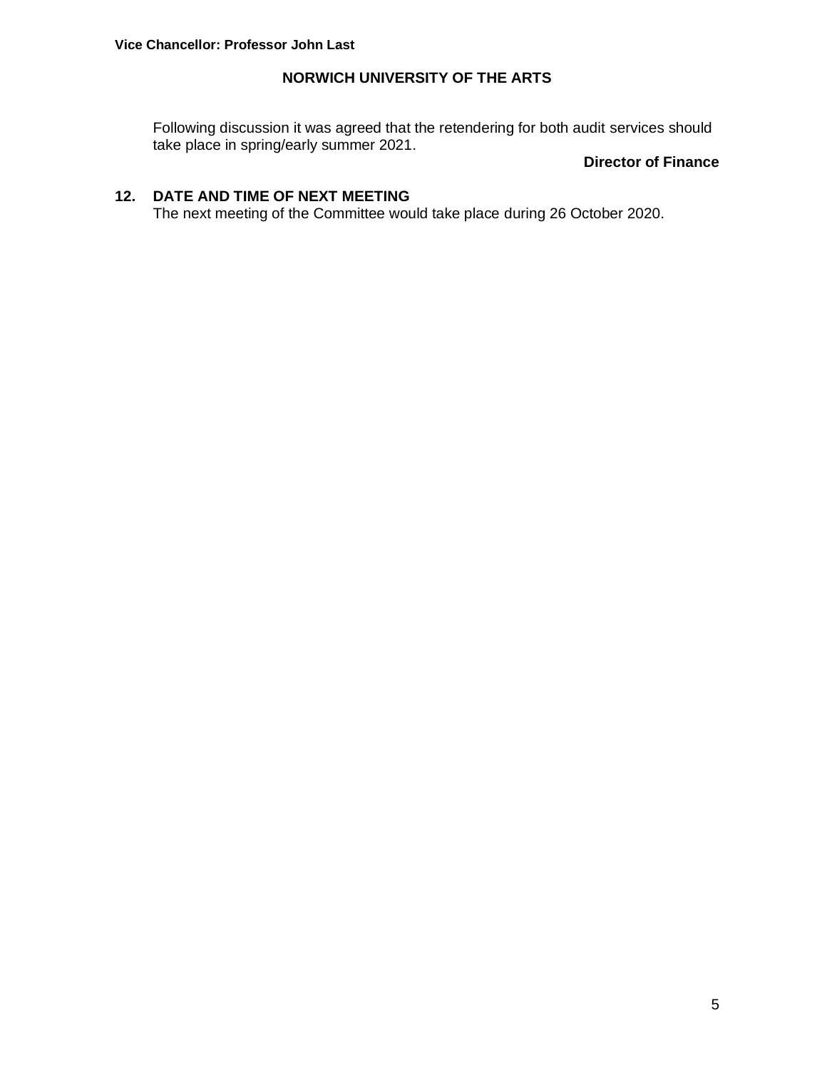Following discussion it was agreed that the retendering for both audit services should take place in spring/early summer 2021.

**Director of Finance**

## 12. DATE AND TIME OF NEXT MEETING

The next meeting of the Committee would take place during 26 October 2020.